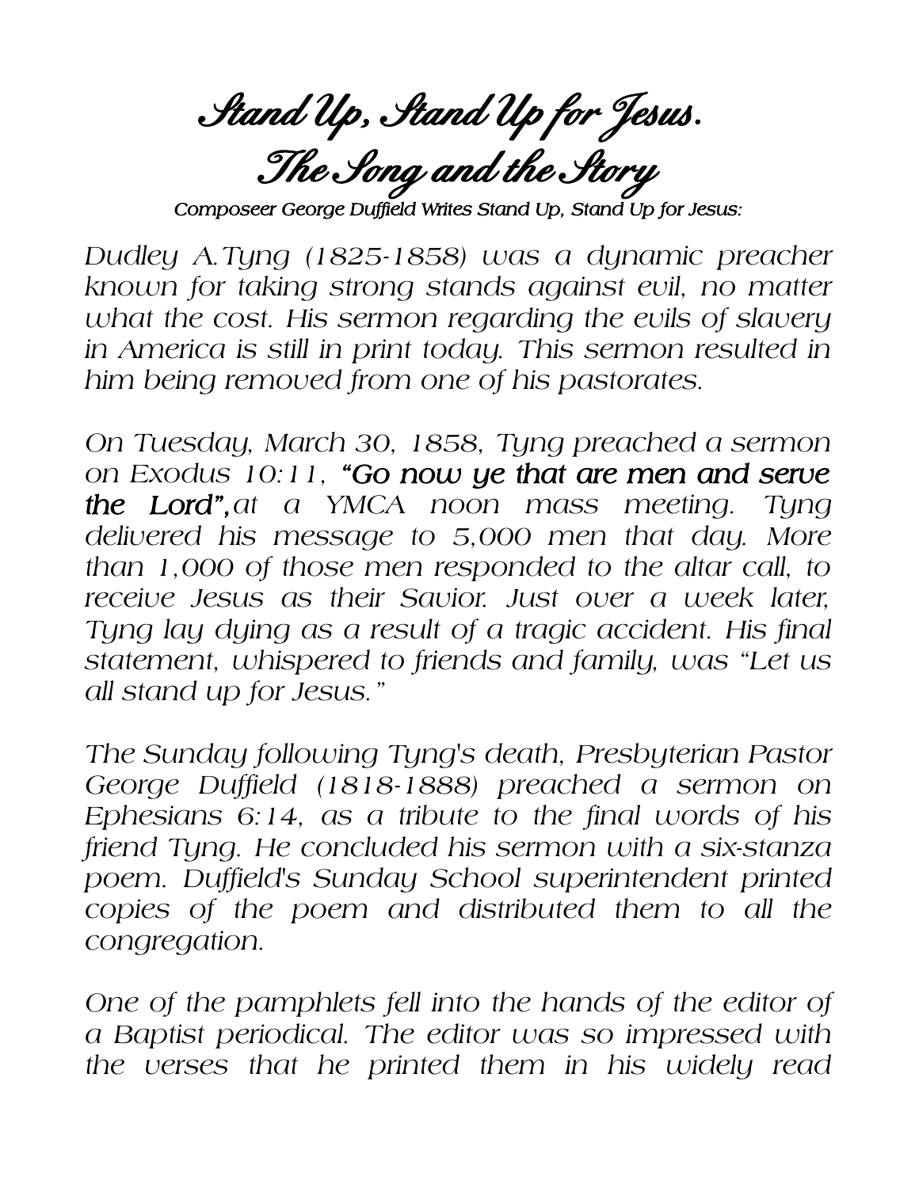# Stand Up, Stand Up for Jesus. The Song and the Story

*Composeer George Duffield Writes Stand Up, Stand Up for Jesus:*

*Dudley A.Tyng (1825-1858) was a dynamic preacher known for taking strong stands against evil, no matter what the cost. His sermon regarding the evils of slavery in America is still in print today. This sermon resulted in him being removed from one of his pastorates.*

*On Tuesday, March 30, 1858, Tyng preached a sermon on Exodus 10:11, **"Go now ye that are men and serve the Lord",** at a YMCA noon mass meeting. Tyng delivered his message to 5,000 men that day. More than 1,000 of those men responded to the altar call, to receive Jesus as their Savior. Just over a week later, Tyng lay dying as a result of a tragic accident. His final statement, whispered to friends and family, was "Let us all stand up for Jesus."*

*The Sunday following Tyng's death, Presbyterian Pastor George Duffield (1818-1888) preached a sermon on Ephesians 6:14, as a tribute to the final words of his friend Tyng. He concluded his sermon with a six-stanza poem. Duffield's Sunday School superintendent printed copies of the poem and distributed them to all the congregation.*

*One of the pamphlets fell into the hands of the editor of a Baptist periodical. The editor was so impressed with the verses that he printed them in his widely read*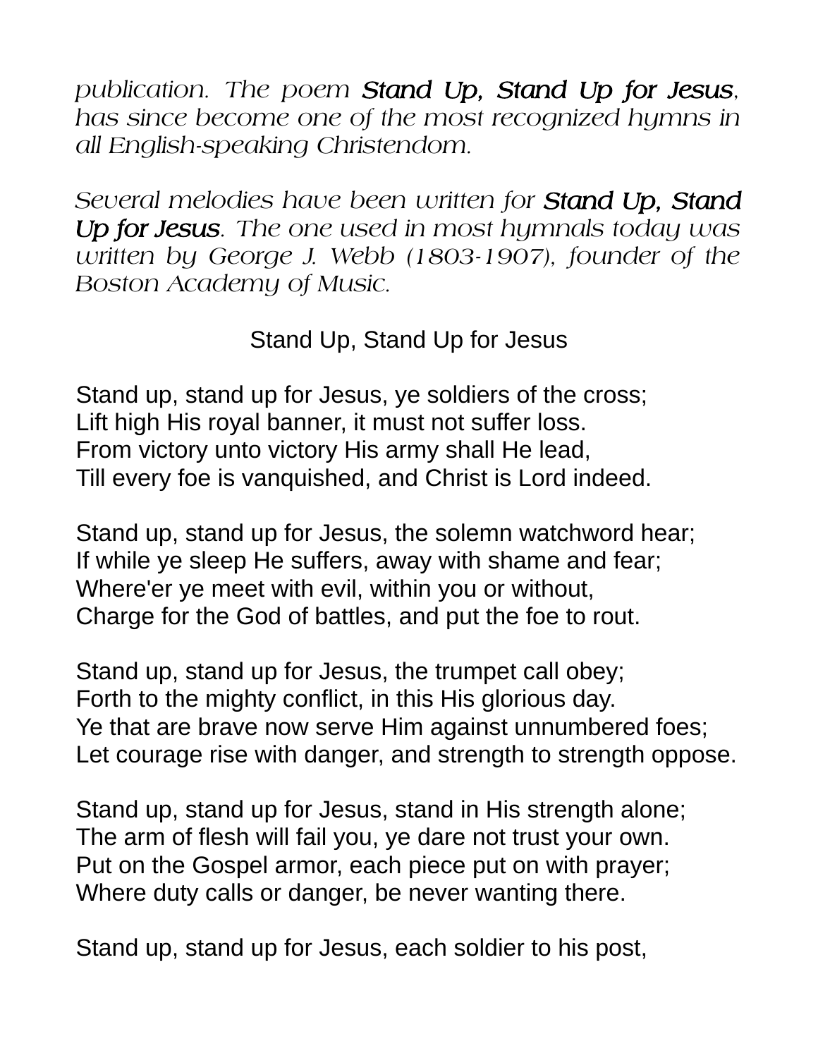*publication. The poem **Stand Up, Stand Up for Jesus**, has since become one of the most recognized hymns in all English-speaking Christendom.*

*Several melodies have been written for **Stand Up, Stand Up for Jesus**. The one used in most hymnals today was written by George J. Webb (1803-1907), founder of the Boston Academy of Music.*

## Stand Up, Stand Up for Jesus

Stand up, stand up for Jesus, ye soldiers of the cross;
Lift high His royal banner, it must not suffer loss.
From victory unto victory His army shall He lead,
Till every foe is vanquished, and Christ is Lord indeed.

Stand up, stand up for Jesus, the solemn watchword hear;
If while ye sleep He suffers, away with shame and fear;
Where'er ye meet with evil, within you or without,
Charge for the God of battles, and put the foe to rout.

Stand up, stand up for Jesus, the trumpet call obey;
Forth to the mighty conflict, in this His glorious day.
Ye that are brave now serve Him against unnumbered foes;
Let courage rise with danger, and strength to strength oppose.

Stand up, stand up for Jesus, stand in His strength alone;
The arm of flesh will fail you, ye dare not trust your own.
Put on the Gospel armor, each piece put on with prayer;
Where duty calls or danger, be never wanting there.

Stand up, stand up for Jesus, each soldier to his post,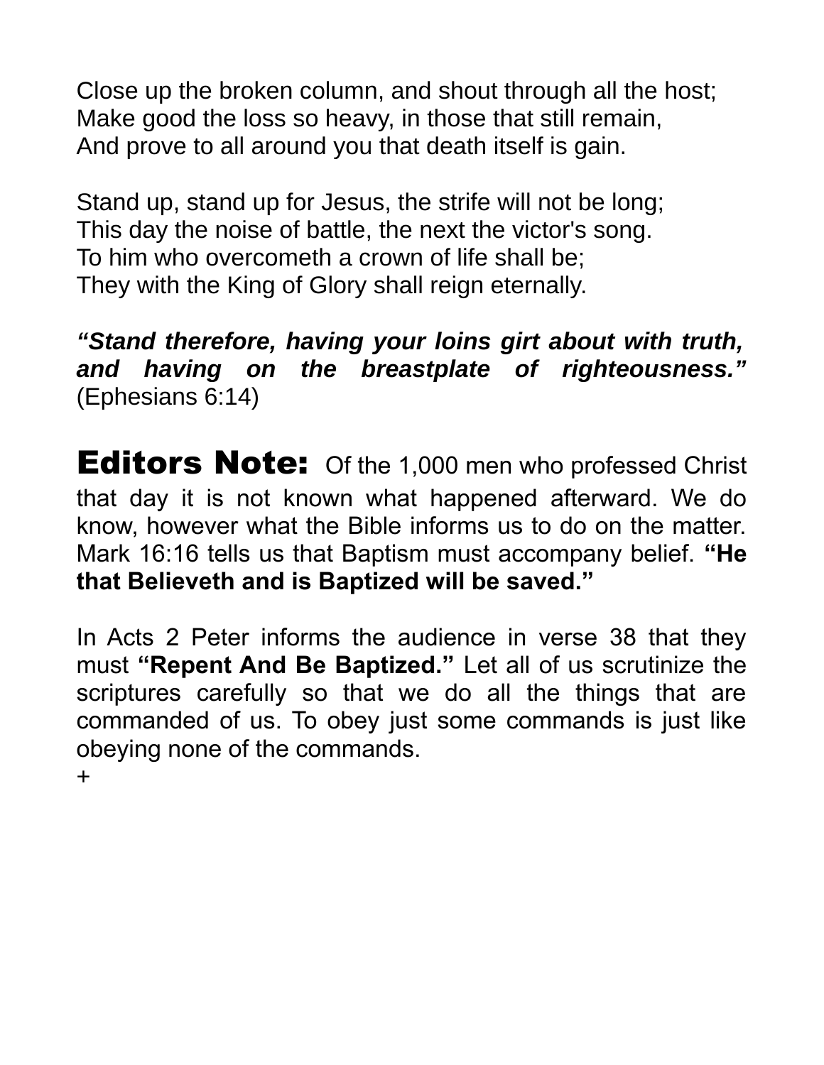Close up the broken column, and shout through all the host;
Make good the loss so heavy, in those that still remain,
And prove to all around you that death itself is gain.

Stand up, stand up for Jesus, the strife will not be long;
This day the noise of battle, the next the victor's song.
To him who overcometh a crown of life shall be;
They with the King of Glory shall reign eternally.

***"Stand therefore, having your loins girt about with truth, and having on the breastplate of righteousness."*** (Ephesians 6:14)

**Editors Note:** Of the 1,000 men who professed Christ that day it is not known what happened afterward. We do know, however what the Bible informs us to do on the matter. Mark 16:16 tells us that Baptism must accompany belief. **"He that Believeth and is Baptized will be saved."**

In Acts 2 Peter informs the audience in verse 38 that they must **"Repent And Be Baptized."** Let all of us scrutinize the scriptures carefully so that we do all the things that are commanded of us. To obey just some commands is just like obeying none of the commands.
+